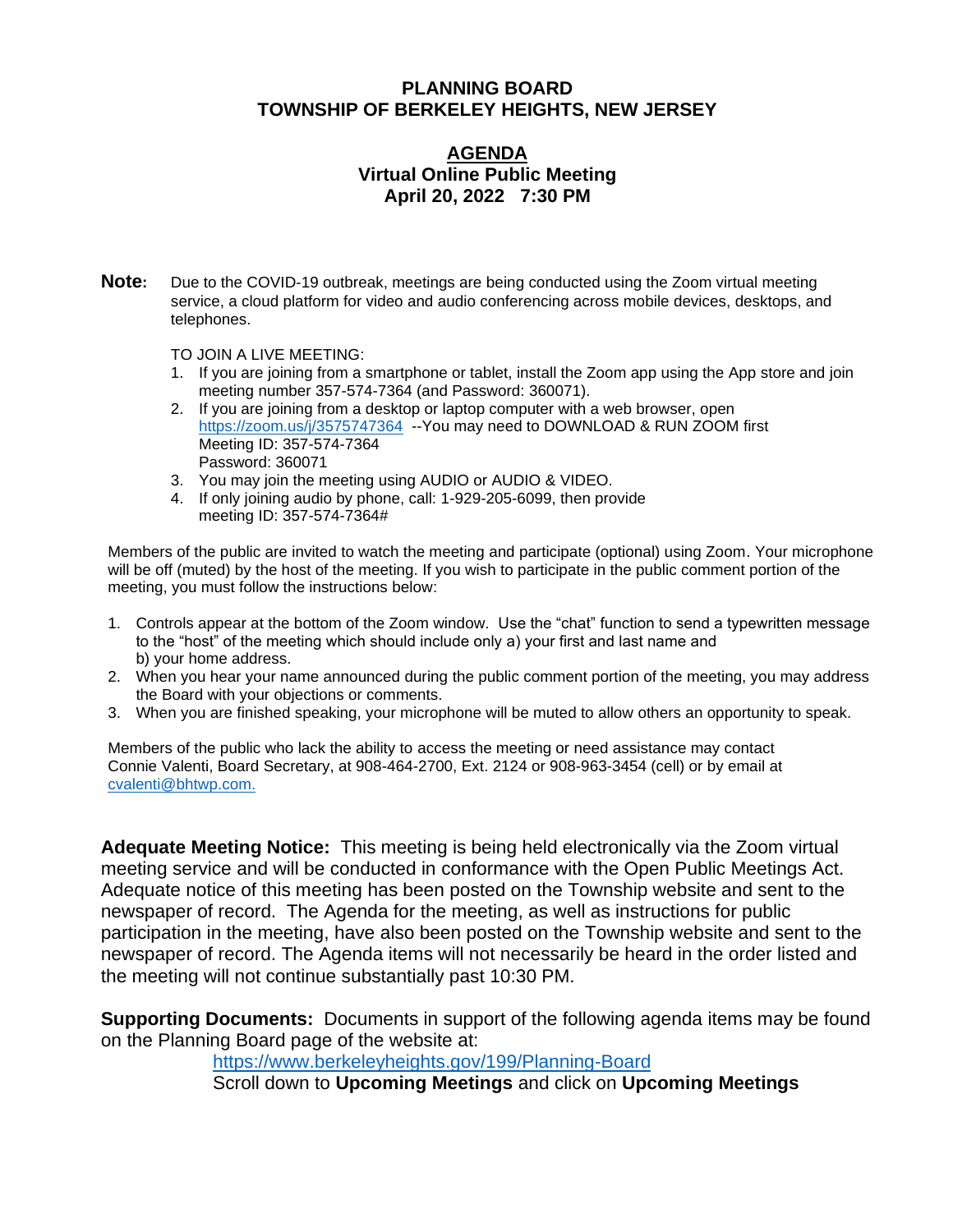# PLANNING BOARD
# TOWNSHIP OF BERKELEY HEIGHTS, NEW JERSEY

## AGENDA
### Virtual Online Public Meeting
### April 20, 2022 7:30 PM

**Note:** Due to the COVID-19 outbreak, meetings are being conducted using the Zoom virtual meeting service, a cloud platform for video and audio conferencing across mobile devices, desktops, and telephones.

TO JOIN A LIVE MEETING:

1. If you are joining from a smartphone or tablet, install the Zoom app using the App store and join meeting number 357-574-7364 (and Password: 360071).
2. If you are joining from a desktop or laptop computer with a web browser, open https://zoom.us/j/3575747364 --You may need to DOWNLOAD & RUN ZOOM first
   Meeting ID: 357-574-7364
   Password: 360071
3. You may join the meeting using AUDIO or AUDIO & VIDEO.
4. If only joining audio by phone, call: 1-929-205-6099, then provide meeting ID: 357-574-7364#

Members of the public are invited to watch the meeting and participate (optional) using Zoom. Your microphone will be off (muted) by the host of the meeting. If you wish to participate in the public comment portion of the meeting, you must follow the instructions below:

1. Controls appear at the bottom of the Zoom window. Use the "chat" function to send a typewritten message to the "host" of the meeting which should include only a) your first and last name and b) your home address.
2. When you hear your name announced during the public comment portion of the meeting, you may address the Board with your objections or comments.
3. When you are finished speaking, your microphone will be muted to allow others an opportunity to speak.

Members of the public who lack the ability to access the meeting or need assistance may contact Connie Valenti, Board Secretary, at 908-464-2700, Ext. 2124 or 908-963-3454 (cell) or by email at cvalenti@bhtwp.com.

**Adequate Meeting Notice:** This meeting is being held electronically via the Zoom virtual meeting service and will be conducted in conformance with the Open Public Meetings Act. Adequate notice of this meeting has been posted on the Township website and sent to the newspaper of record. The Agenda for the meeting, as well as instructions for public participation in the meeting, have also been posted on the Township website and sent to the newspaper of record. The Agenda items will not necessarily be heard in the order listed and the meeting will not continue substantially past 10:30 PM.

**Supporting Documents:** Documents in support of the following agenda items may be found on the Planning Board page of the website at:

https://www.berkeleyheights.gov/199/Planning-Board
Scroll down to **Upcoming Meetings** and click on **Upcoming Meetings**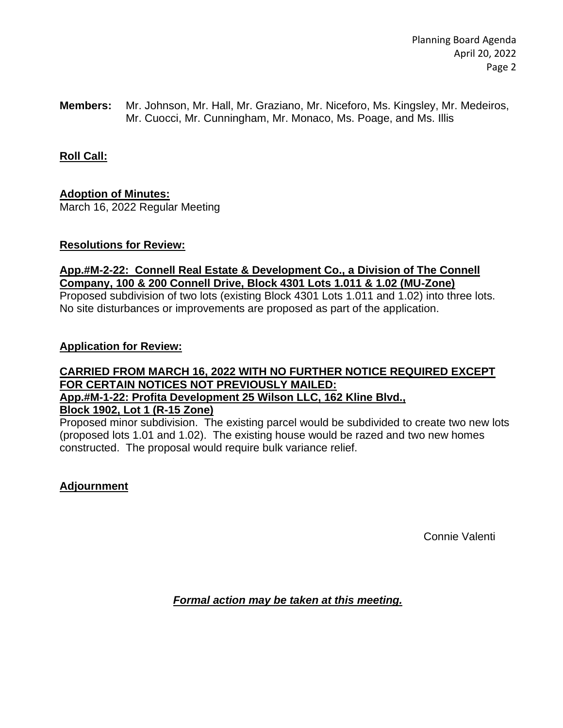**Members:** Mr. Johnson, Mr. Hall, Mr. Graziano, Mr. Niceforo, Ms. Kingsley, Mr. Medeiros, Mr. Cuocci, Mr. Cunningham, Mr. Monaco, Ms. Poage, and Ms. Illis

**Roll Call:**

**Adoption of Minutes:**
March 16, 2022 Regular Meeting

**Resolutions for Review:**

**App.#M-2-22: Connell Real Estate & Development Co., a Division of The Connell Company, 100 & 200 Connell Drive, Block 4301 Lots 1.011 & 1.02 (MU-Zone)**
Proposed subdivision of two lots (existing Block 4301 Lots 1.011 and 1.02) into three lots. No site disturbances or improvements are proposed as part of the application.

**Application for Review:**

**CARRIED FROM MARCH 16, 2022 WITH NO FURTHER NOTICE REQUIRED EXCEPT FOR CERTAIN NOTICES NOT PREVIOUSLY MAILED:**
**App.#M-1-22: Profita Development 25 Wilson LLC, 162 Kline Blvd., Block 1902, Lot 1 (R-15 Zone)**
Proposed minor subdivision. The existing parcel would be subdivided to create two new lots (proposed lots 1.01 and 1.02). The existing house would be razed and two new homes constructed. The proposal would require bulk variance relief.

**Adjournment**

Connie Valenti

***Formal action may be taken at this meeting.***